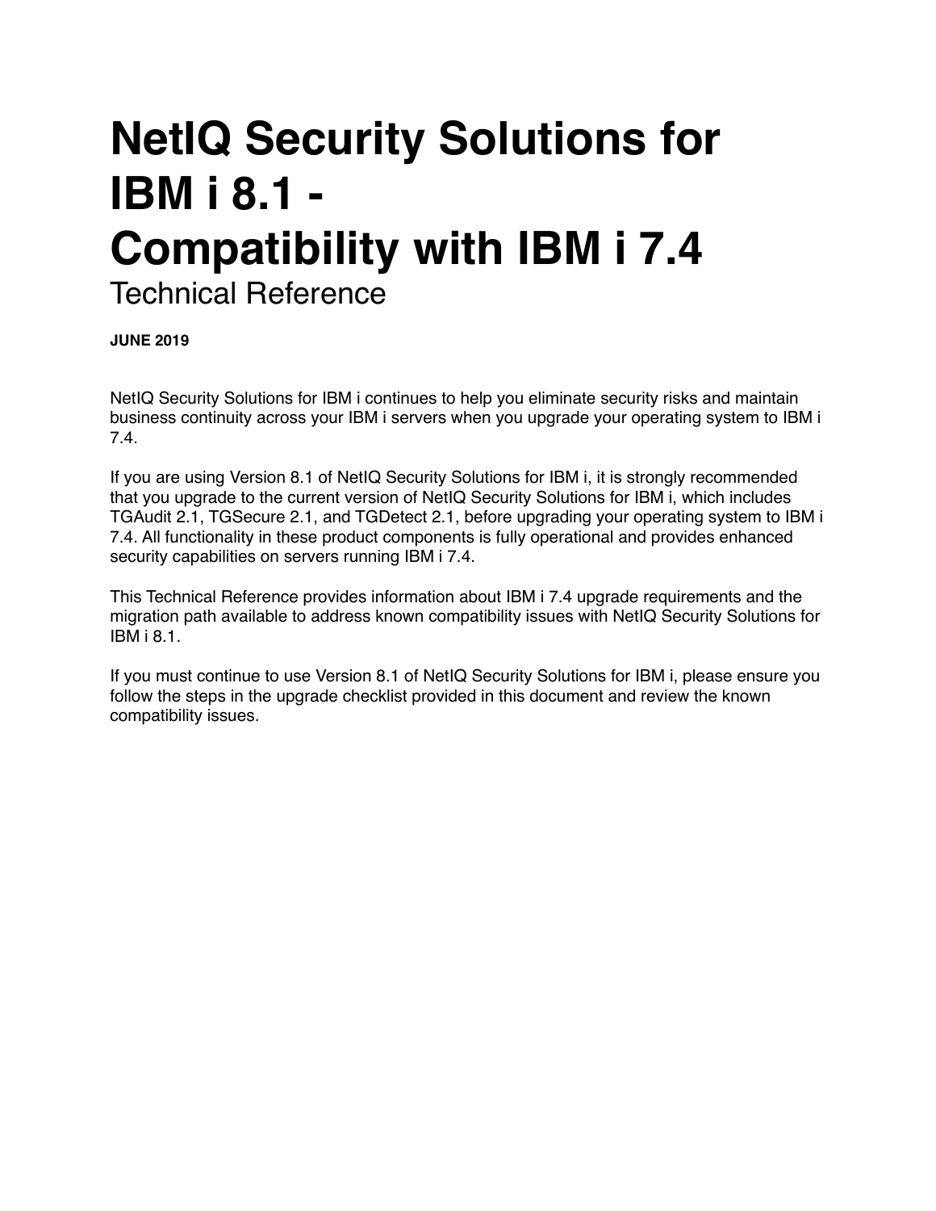# NetIQ Security Solutions for IBM i 8.1 - Compatibility with IBM i 7.4

Technical Reference

**JUNE 2019**

NetIQ Security Solutions for IBM i continues to help you eliminate security risks and maintain business continuity across your IBM i servers when you upgrade your operating system to IBM i 7.4.

If you are using Version 8.1 of NetIQ Security Solutions for IBM i, it is strongly recommended that you upgrade to the current version of NetIQ Security Solutions for IBM i, which includes TGAudit 2.1, TGSecure 2.1, and TGDetect 2.1, before upgrading your operating system to IBM i 7.4. All functionality in these product components is fully operational and provides enhanced security capabilities on servers running IBM i 7.4.

This Technical Reference provides information about IBM i 7.4 upgrade requirements and the migration path available to address known compatibility issues with NetIQ Security Solutions for IBM i 8.1.

If you must continue to use Version 8.1 of NetIQ Security Solutions for IBM i, please ensure you follow the steps in the upgrade checklist provided in this document and review the known compatibility issues.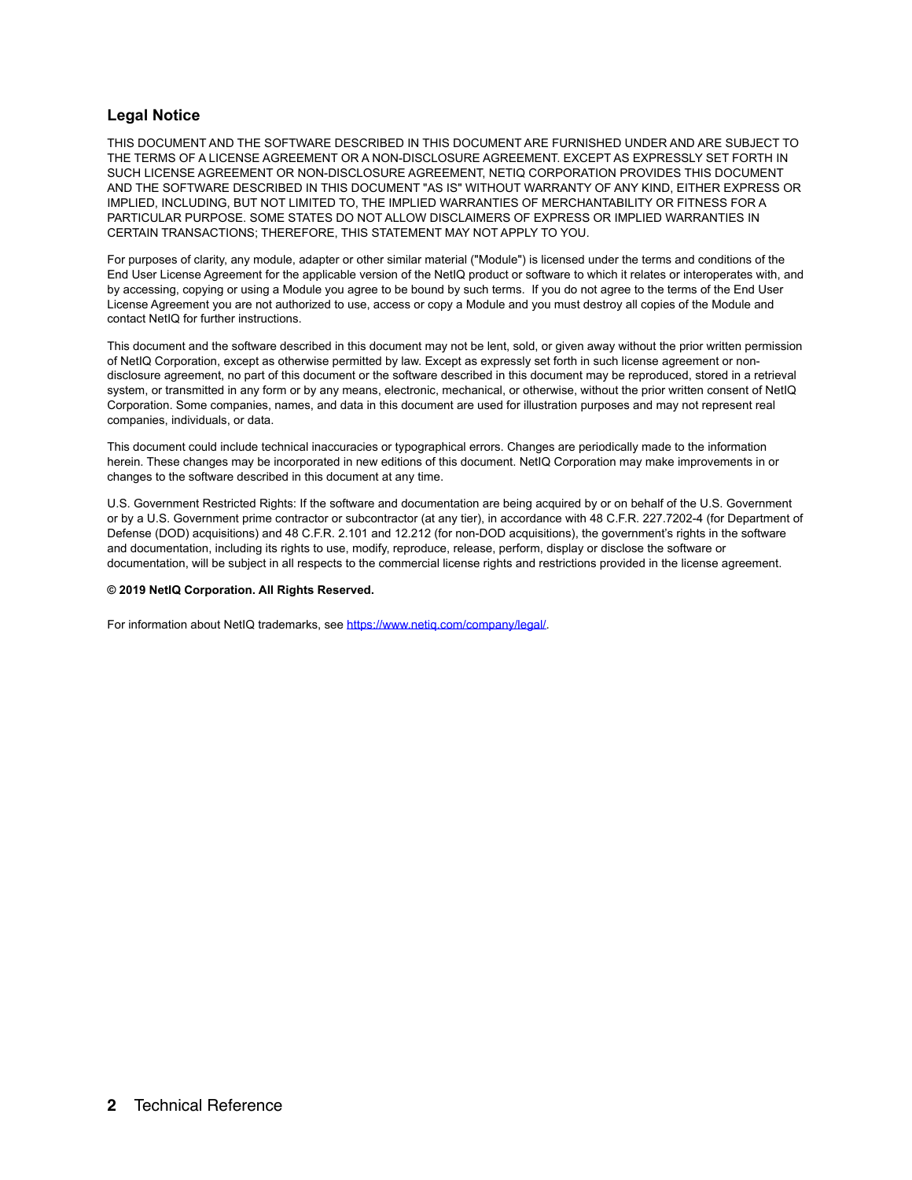## Legal Notice

THIS DOCUMENT AND THE SOFTWARE DESCRIBED IN THIS DOCUMENT ARE FURNISHED UNDER AND ARE SUBJECT TO THE TERMS OF A LICENSE AGREEMENT OR A NON-DISCLOSURE AGREEMENT. EXCEPT AS EXPRESSLY SET FORTH IN SUCH LICENSE AGREEMENT OR NON-DISCLOSURE AGREEMENT, NETIQ CORPORATION PROVIDES THIS DOCUMENT AND THE SOFTWARE DESCRIBED IN THIS DOCUMENT "AS IS" WITHOUT WARRANTY OF ANY KIND, EITHER EXPRESS OR IMPLIED, INCLUDING, BUT NOT LIMITED TO, THE IMPLIED WARRANTIES OF MERCHANTABILITY OR FITNESS FOR A PARTICULAR PURPOSE. SOME STATES DO NOT ALLOW DISCLAIMERS OF EXPRESS OR IMPLIED WARRANTIES IN CERTAIN TRANSACTIONS; THEREFORE, THIS STATEMENT MAY NOT APPLY TO YOU.

For purposes of clarity, any module, adapter or other similar material ("Module") is licensed under the terms and conditions of the End User License Agreement for the applicable version of the NetIQ product or software to which it relates or interoperates with, and by accessing, copying or using a Module you agree to be bound by such terms. If you do not agree to the terms of the End User License Agreement you are not authorized to use, access or copy a Module and you must destroy all copies of the Module and contact NetIQ for further instructions.

This document and the software described in this document may not be lent, sold, or given away without the prior written permission of NetIQ Corporation, except as otherwise permitted by law. Except as expressly set forth in such license agreement or non-disclosure agreement, no part of this document or the software described in this document may be reproduced, stored in a retrieval system, or transmitted in any form or by any means, electronic, mechanical, or otherwise, without the prior written consent of NetIQ Corporation. Some companies, names, and data in this document are used for illustration purposes and may not represent real companies, individuals, or data.

This document could include technical inaccuracies or typographical errors. Changes are periodically made to the information herein. These changes may be incorporated in new editions of this document. NetIQ Corporation may make improvements in or changes to the software described in this document at any time.

U.S. Government Restricted Rights: If the software and documentation are being acquired by or on behalf of the U.S. Government or by a U.S. Government prime contractor or subcontractor (at any tier), in accordance with 48 C.F.R. 227.7202-4 (for Department of Defense (DOD) acquisitions) and 48 C.F.R. 2.101 and 12.212 (for non-DOD acquisitions), the government's rights in the software and documentation, including its rights to use, modify, reproduce, release, perform, display or disclose the software or documentation, will be subject in all respects to the commercial license rights and restrictions provided in the license agreement.

**© 2019 NetIQ Corporation. All Rights Reserved.**

For information about NetIQ trademarks, see https://www.netiq.com/company/legal/.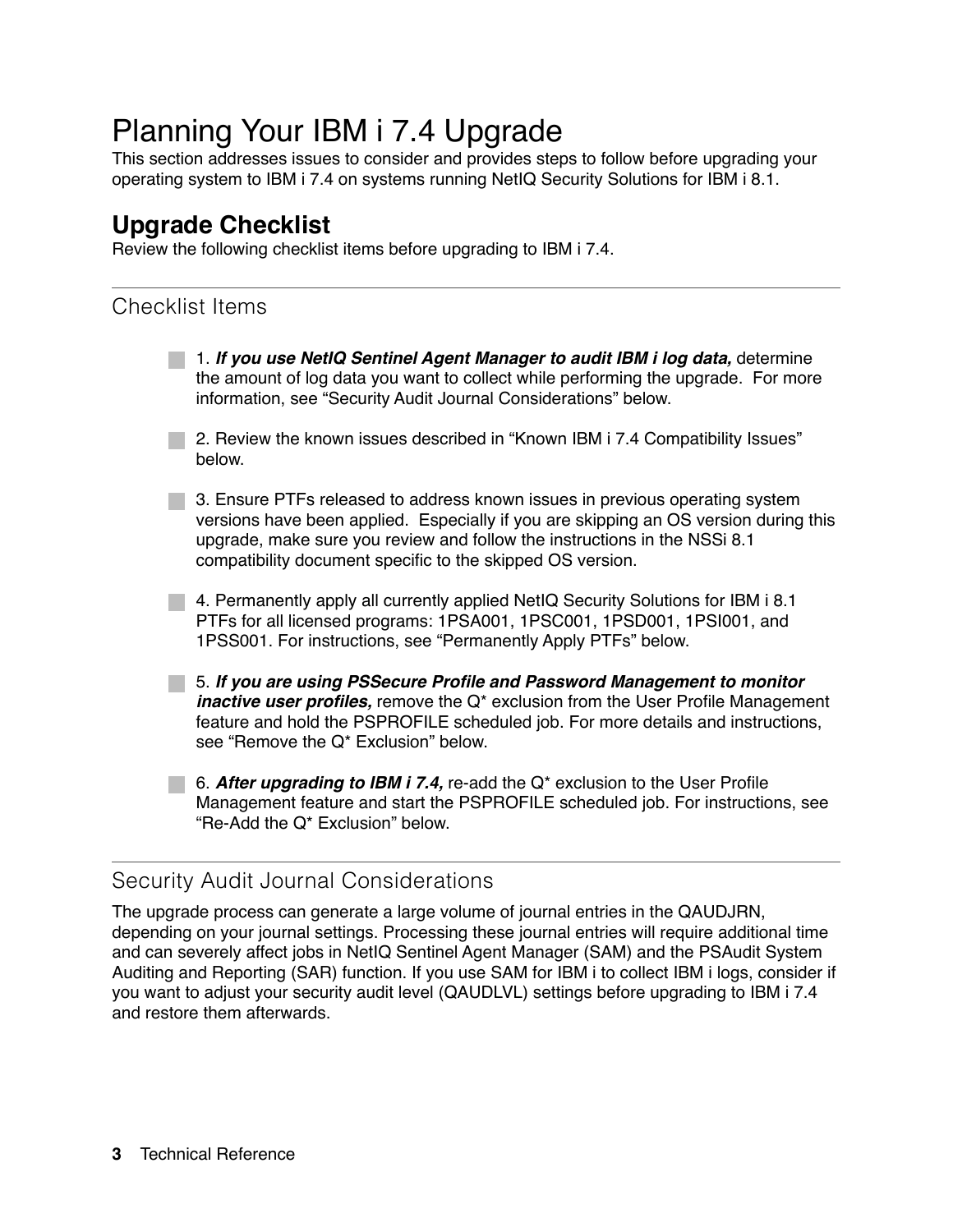# Planning Your IBM i 7.4 Upgrade

This section addresses issues to consider and provides steps to follow before upgrading your operating system to IBM i 7.4 on systems running NetIQ Security Solutions for IBM i 8.1.

## Upgrade Checklist

Review the following checklist items before upgrading to IBM i 7.4.

### Checklist Items

- 1. ***If you use NetIQ Sentinel Agent Manager to audit IBM i log data,*** determine the amount of log data you want to collect while performing the upgrade. For more information, see "Security Audit Journal Considerations" below.
- 2. Review the known issues described in "Known IBM i 7.4 Compatibility Issues" below.
- 3. Ensure PTFs released to address known issues in previous operating system versions have been applied. Especially if you are skipping an OS version during this upgrade, make sure you review and follow the instructions in the NSSi 8.1 compatibility document specific to the skipped OS version.
- 4. Permanently apply all currently applied NetIQ Security Solutions for IBM i 8.1 PTFs for all licensed programs: 1PSA001, 1PSC001, 1PSD001, 1PSI001, and 1PSS001. For instructions, see "Permanently Apply PTFs" below.
- 5. ***If you are using PSSecure Profile and Password Management to monitor inactive user profiles,*** remove the Q* exclusion from the User Profile Management feature and hold the PSPROFILE scheduled job. For more details and instructions, see "Remove the Q* Exclusion" below.
- 6. ***After upgrading to IBM i 7.4,*** re-add the Q* exclusion to the User Profile Management feature and start the PSPROFILE scheduled job. For instructions, see "Re-Add the Q* Exclusion" below.

### Security Audit Journal Considerations

The upgrade process can generate a large volume of journal entries in the QAUDJRN, depending on your journal settings. Processing these journal entries will require additional time and can severely affect jobs in NetIQ Sentinel Agent Manager (SAM) and the PSAudit System Auditing and Reporting (SAR) function. If you use SAM for IBM i to collect IBM i logs, consider if you want to adjust your security audit level (QAUDLVL) settings before upgrading to IBM i 7.4 and restore them afterwards.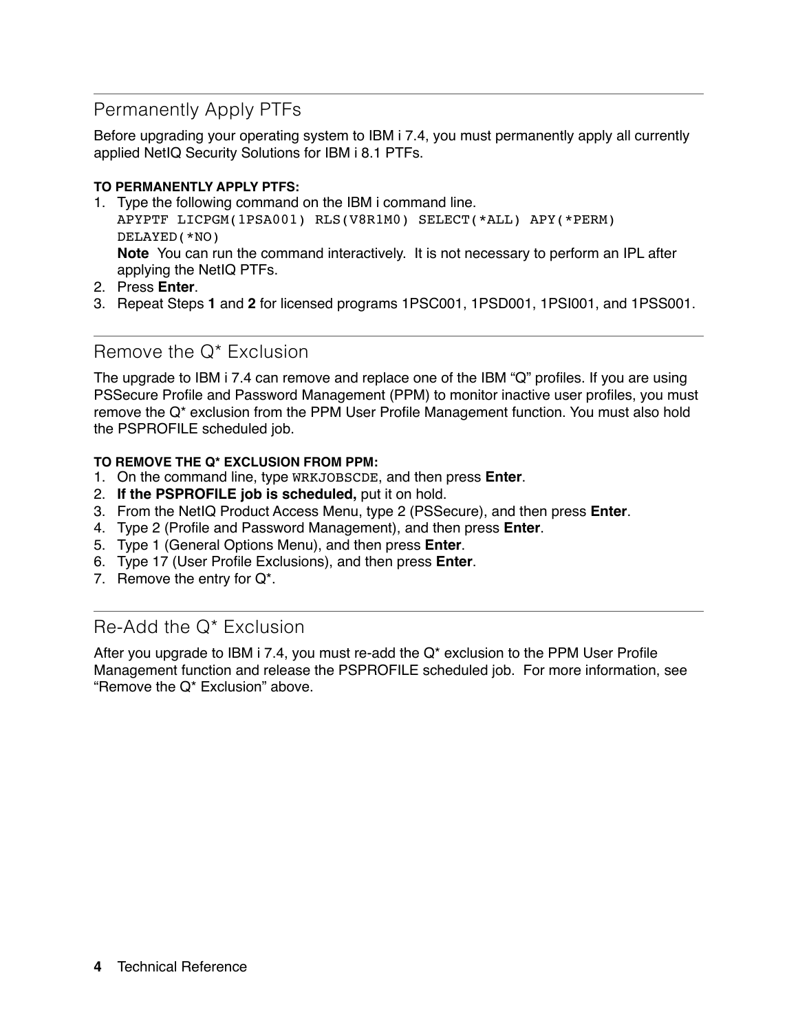## Permanently Apply PTFs

Before upgrading your operating system to IBM i 7.4, you must permanently apply all currently applied NetIQ Security Solutions for IBM i 8.1 PTFs.

**TO PERMANENTLY APPLY PTFS:**

1. Type the following command on the IBM i command line.
   ```
   APYPTF LICPGM(1PSA001) RLS(V8R1M0) SELECT(*ALL) APY(*PERM)
   DELAYED(*NO)
   ```
   **Note** You can run the command interactively. It is not necessary to perform an IPL after applying the NetIQ PTFs.
2. Press **Enter**.
3. Repeat Steps **1** and **2** for licensed programs 1PSC001, 1PSD001, 1PSI001, and 1PSS001.

## Remove the Q* Exclusion

The upgrade to IBM i 7.4 can remove and replace one of the IBM “Q” profiles. If you are using PSSecure Profile and Password Management (PPM) to monitor inactive user profiles, you must remove the Q* exclusion from the PPM User Profile Management function. You must also hold the PSPROFILE scheduled job.

**TO REMOVE THE Q* EXCLUSION FROM PPM:**

1. On the command line, type `WRKJOBSCDE`, and then press **Enter**.
2. **If the PSPROFILE job is scheduled,** put it on hold.
3. From the NetIQ Product Access Menu, type 2 (PSSecure), and then press **Enter**.
4. Type 2 (Profile and Password Management), and then press **Enter**.
5. Type 1 (General Options Menu), and then press **Enter**.
6. Type 17 (User Profile Exclusions), and then press **Enter**.
7. Remove the entry for Q*.

## Re-Add the Q* Exclusion

After you upgrade to IBM i 7.4, you must re-add the Q* exclusion to the PPM User Profile Management function and release the PSPROFILE scheduled job. For more information, see “Remove the Q* Exclusion” above.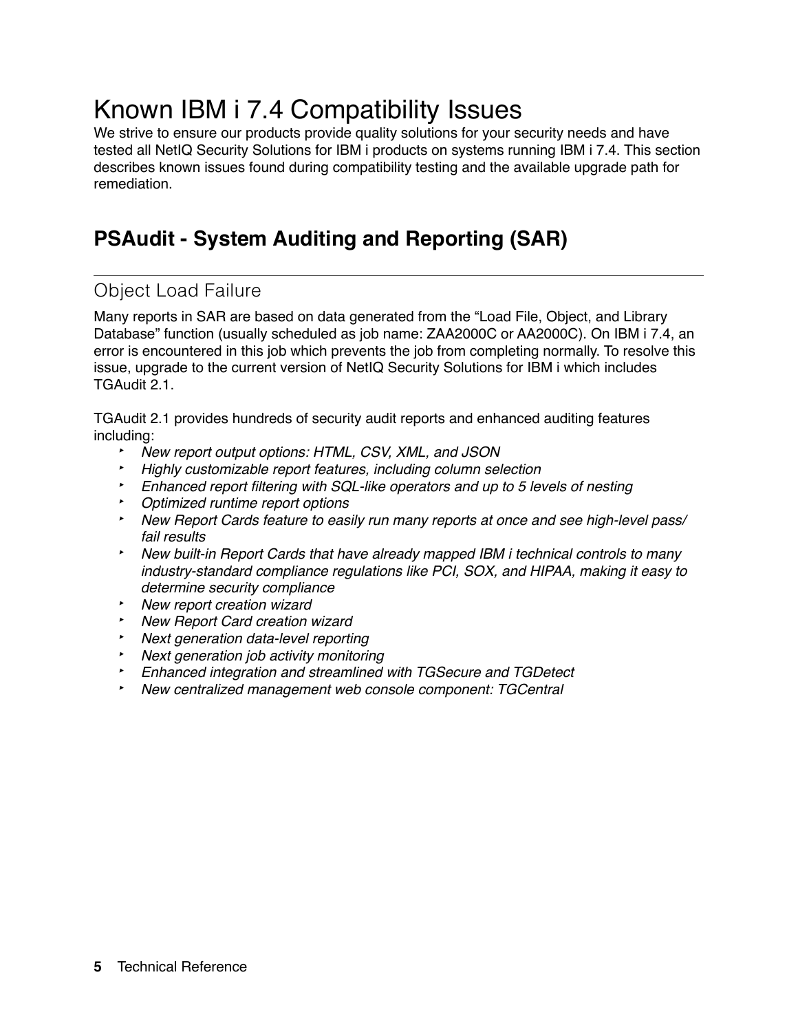# Known IBM i 7.4 Compatibility Issues

We strive to ensure our products provide quality solutions for your security needs and have tested all NetIQ Security Solutions for IBM i products on systems running IBM i 7.4. This section describes known issues found during compatibility testing and the available upgrade path for remediation.

## PSAudit - System Auditing and Reporting (SAR)

### Object Load Failure

Many reports in SAR are based on data generated from the “Load File, Object, and Library Database” function (usually scheduled as job name: ZAA2000C or AA2000C). On IBM i 7.4, an error is encountered in this job which prevents the job from completing normally. To resolve this issue, upgrade to the current version of NetIQ Security Solutions for IBM i which includes TGAudit 2.1.

TGAudit 2.1 provides hundreds of security audit reports and enhanced auditing features including:

- *New report output options: HTML, CSV, XML, and JSON*
- *Highly customizable report features, including column selection*
- *Enhanced report filtering with SQL-like operators and up to 5 levels of nesting*
- *Optimized runtime report options*
- *New Report Cards feature to easily run many reports at once and see high-level pass/fail results*
- *New built-in Report Cards that have already mapped IBM i technical controls to many industry-standard compliance regulations like PCI, SOX, and HIPAA, making it easy to determine security compliance*
- *New report creation wizard*
- *New Report Card creation wizard*
- *Next generation data-level reporting*
- *Next generation job activity monitoring*
- *Enhanced integration and streamlined with TGSecure and TGDetect*
- *New centralized management web console component: TGCentral*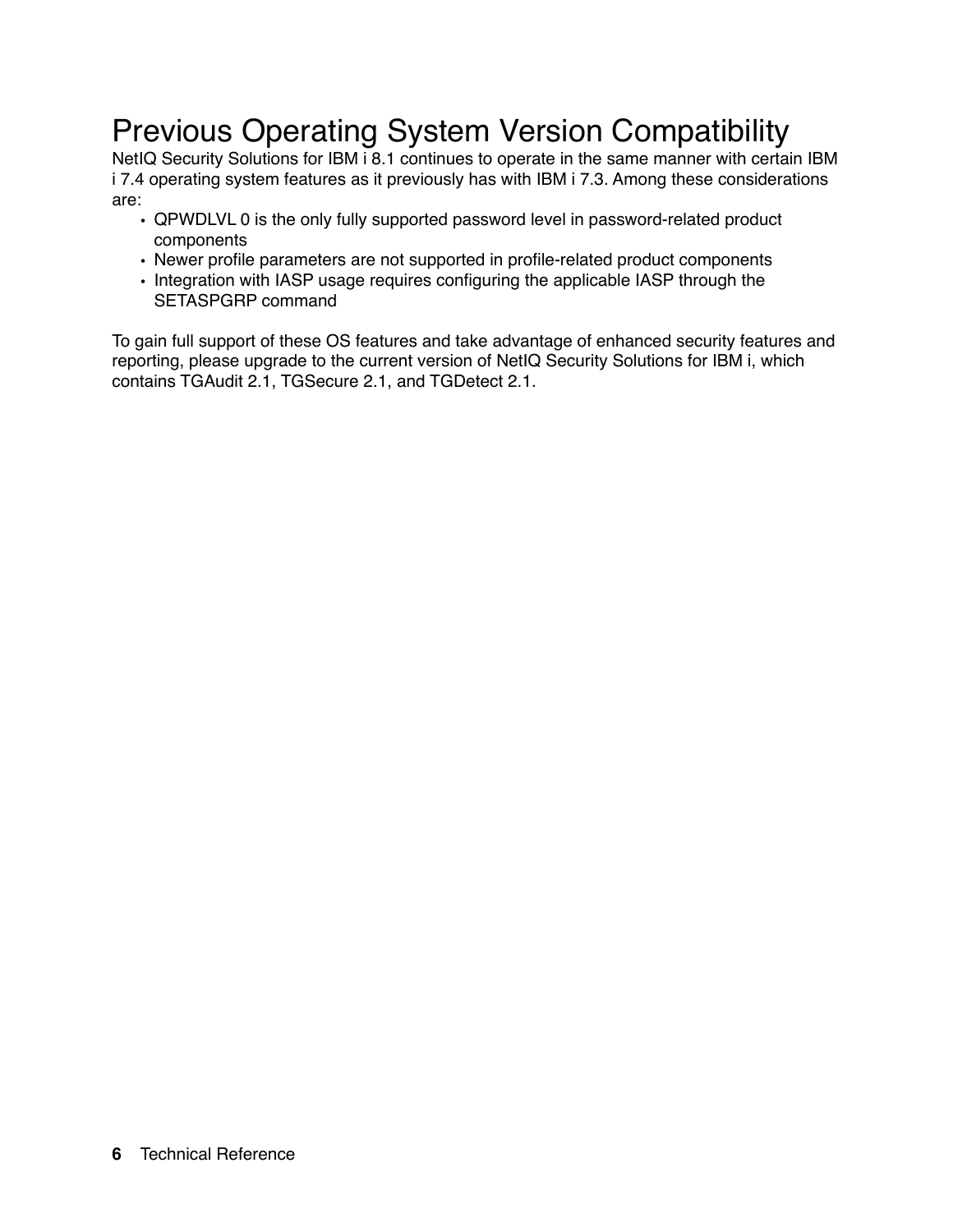# Previous Operating System Version Compatibility

NetIQ Security Solutions for IBM i 8.1 continues to operate in the same manner with certain IBM i 7.4 operating system features as it previously has with IBM i 7.3. Among these considerations are:

- QPWDLVL 0 is the only fully supported password level in password-related product components
- Newer profile parameters are not supported in profile-related product components
- Integration with IASP usage requires configuring the applicable IASP through the SETASPGRP command

To gain full support of these OS features and take advantage of enhanced security features and reporting, please upgrade to the current version of NetIQ Security Solutions for IBM i, which contains TGAudit 2.1, TGSecure 2.1, and TGDetect 2.1.